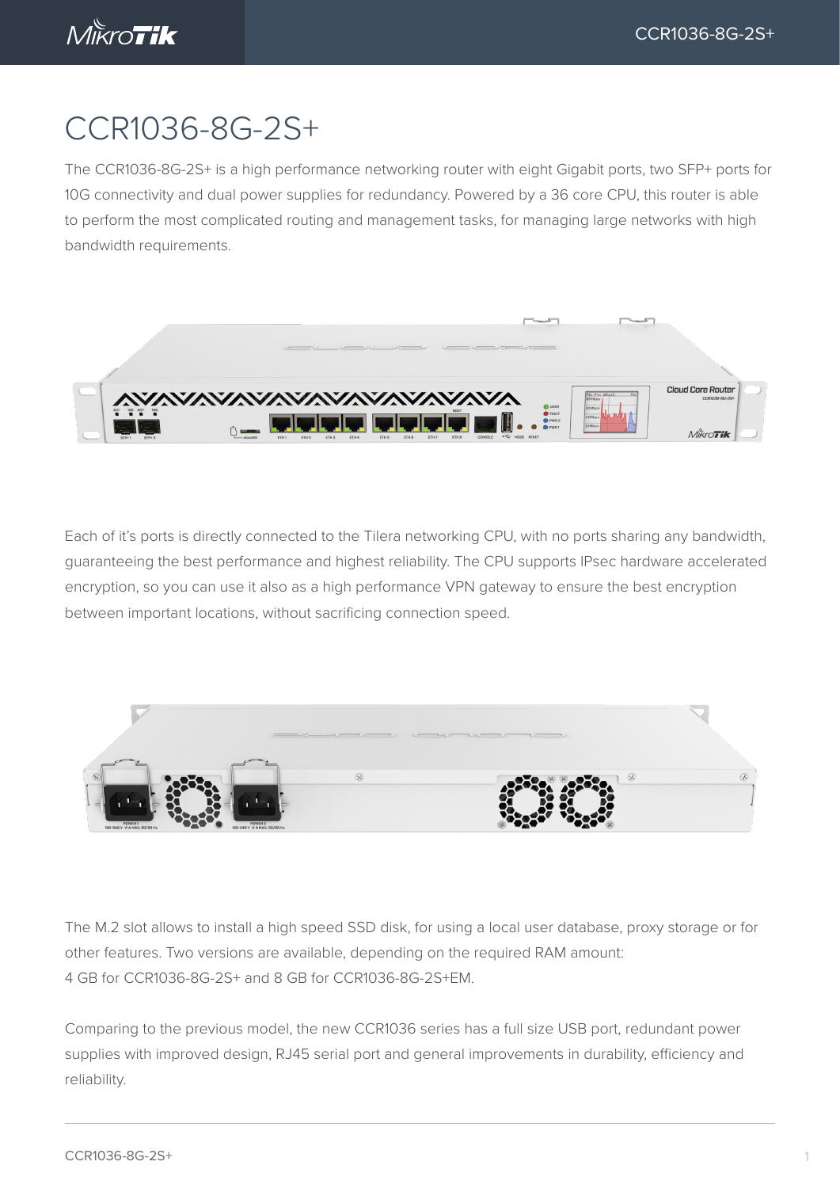# CCR1036-8G-2S+

The CCR1036-8G-2S+ is a high performance networking router with eight Gigabit ports, two SFP+ ports for 10G connectivity and dual power supplies for redundancy. Powered by a 36 core CPU, this router is able to perform the most complicated routing and management tasks, for managing large networks with high bandwidth requirements.

Each of it's ports is directly connected to the Tilera networking CPU, with no ports sharing any bandwidth, guaranteeing the best performance and highest reliability. The CPU supports IPsec hardware accelerated encryption, so you can use it also as a high performance VPN gateway to ensure the best encryption between important locations, without sacrificing connection speed.

The M.2 slot allows to install a high speed SSD disk, for using a local user database, proxy storage or for other features. Two versions are available, depending on the required RAM amount:
4 GB for CCR1036-8G-2S+ and 8 GB for CCR1036-8G-2S+EM.

Comparing to the previous model, the new CCR1036 series has a full size USB port, redundant power supplies with improved design, RJ45 serial port and general improvements in durability, efficiency and reliability.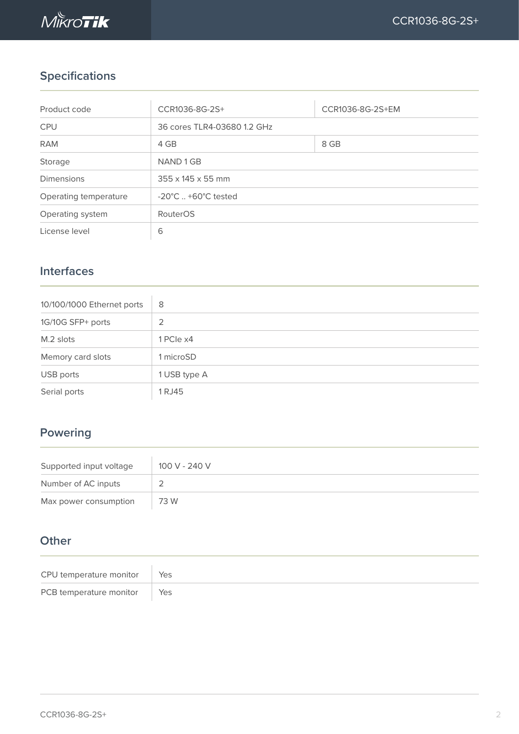## Specifications

| Product code | CCR1036-8G-2S+ | CCR1036-8G-2S+EM |
|---|---|---|
| CPU | 36 cores TLR4-03680 1.2 GHz | |
| RAM | 4 GB | 8 GB |
| Storage | NAND 1 GB | |
| Dimensions | 355 x 145 x 55 mm | |
| Operating temperature | -20°C .. +60°C tested | |
| Operating system | RouterOS | |
| License level | 6 | |

## Interfaces

| | |
|---|---|
| 10/100/1000 Ethernet ports | 8 |
| 1G/10G SFP+ ports | 2 |
| M.2 slots | 1 PCIe x4 |
| Memory card slots | 1 microSD |
| USB ports | 1 USB type A |
| Serial ports | 1 RJ45 |

## Powering

| | |
|---|---|
| Supported input voltage | 100 V - 240 V |
| Number of AC inputs | 2 |
| Max power consumption | 73 W |

## Other

| | |
|---|---|
| CPU temperature monitor | Yes |
| PCB temperature monitor | Yes |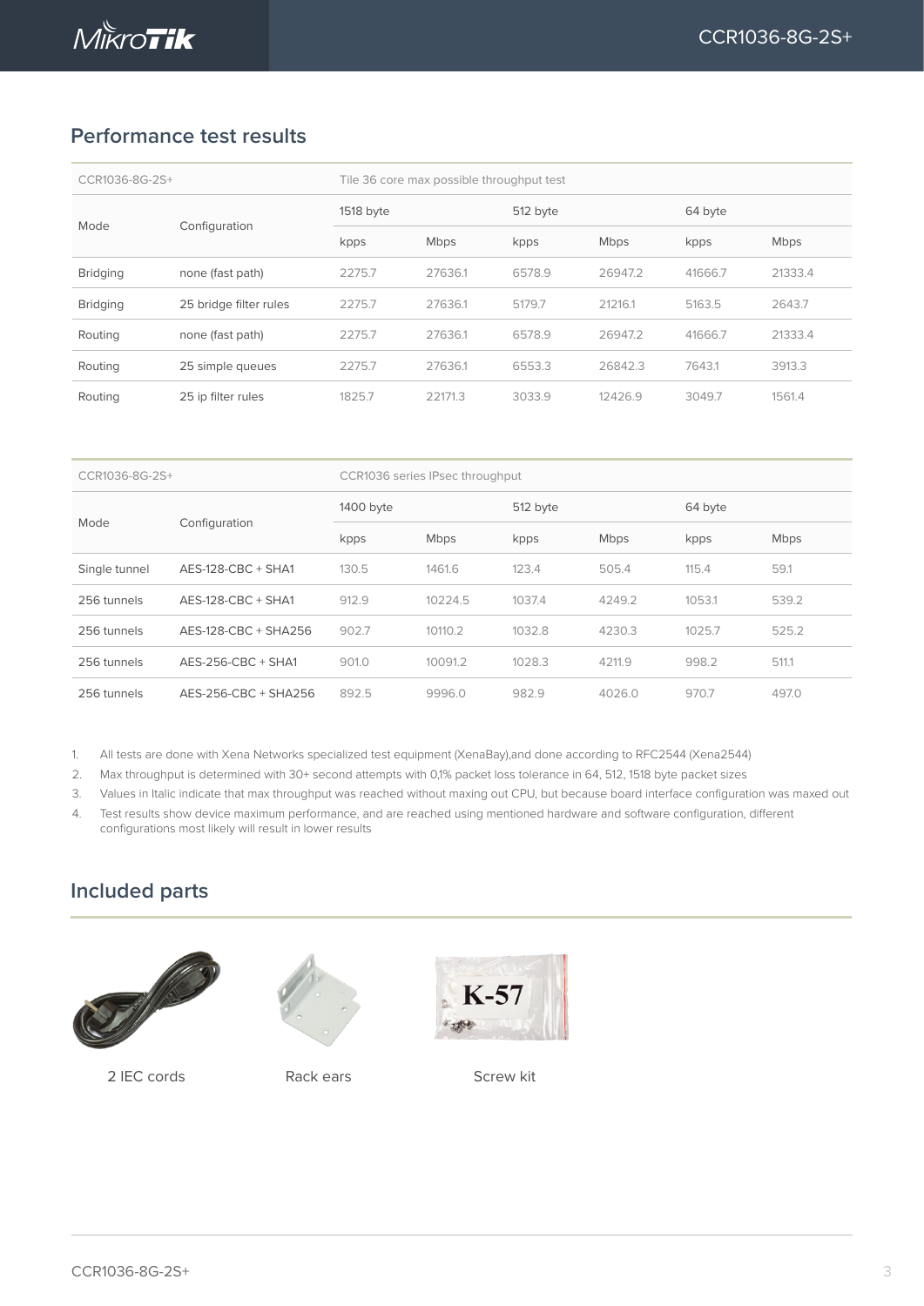## Performance test results

| CCR1036-8G-2S+ | | Tile 36 core max possible throughput test | | | | | |
|---|---|---|---|---|---|---|---|
| Mode | Configuration | 1518 byte | | 512 byte | | 64 byte | |
| | | kpps | Mbps | kpps | Mbps | kpps | Mbps |
| Bridging | none (fast path) | 2275.7 | 27636.1 | 6578.9 | 26947.2 | 41666.7 | 21333.4 |
| Bridging | 25 bridge filter rules | 2275.7 | 27636.1 | 5179.7 | 21216.1 | 5163.5 | 2643.7 |
| Routing | none (fast path) | 2275.7 | 27636.1 | 6578.9 | 26947.2 | 41666.7 | 21333.4 |
| Routing | 25 simple queues | 2275.7 | 27636.1 | 6553.3 | 26842.3 | 7643.1 | 3913.3 |
| Routing | 25 ip filter rules | 1825.7 | 22171.3 | 3033.9 | 12426.9 | 3049.7 | 1561.4 |

| CCR1036-8G-2S+ | | CCR1036 series IPsec throughput | | | | | |
|---|---|---|---|---|---|---|---|
| Mode | Configuration | 1400 byte | | 512 byte | | 64 byte | |
| | | kpps | Mbps | kpps | Mbps | kpps | Mbps |
| Single tunnel | AES-128-CBC + SHA1 | 130.5 | 1461.6 | 123.4 | 505.4 | 115.4 | 59.1 |
| 256 tunnels | AES-128-CBC + SHA1 | 912.9 | 10224.5 | 1037.4 | 4249.2 | 1053.1 | 539.2 |
| 256 tunnels | AES-128-CBC + SHA256 | 902.7 | 10110.2 | 1032.8 | 4230.3 | 1025.7 | 525.2 |
| 256 tunnels | AES-256-CBC + SHA1 | 901.0 | 10091.2 | 1028.3 | 4211.9 | 998.2 | 511.1 |
| 256 tunnels | AES-256-CBC + SHA256 | 892.5 | 9996.0 | 982.9 | 4026.0 | 970.7 | 497.0 |

1. All tests are done with Xena Networks specialized test equipment (XenaBay),and done according to RFC2544 (Xena2544)
2. Max throughput is determined with 30+ second attempts with 0,1% packet loss tolerance in 64, 512, 1518 byte packet sizes
3. Values in Italic indicate that max throughput was reached without maxing out CPU, but because board interface configuration was maxed out
4. Test results show device maximum performance, and are reached using mentioned hardware and software configuration, different configurations most likely will result in lower results

## Included parts

2 IEC cords

Rack ears

K-57

Screw kit